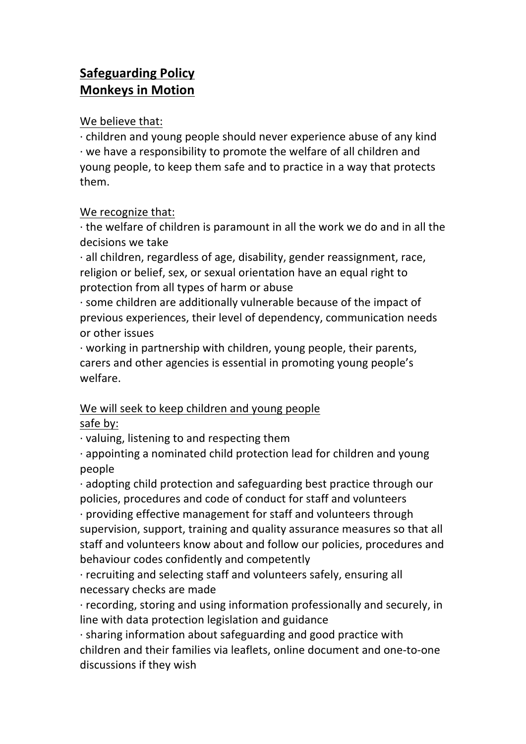# **Safeguarding Policy**
# **Monkeys in Motion**

We believe that:

- children and young people should never experience abuse of any kind
- we have a responsibility to promote the welfare of all children and young people, to keep them safe and to practice in a way that protects them.

We recognize that:

- the welfare of children is paramount in all the work we do and in all the decisions we take
- all children, regardless of age, disability, gender reassignment, race, religion or belief, sex, or sexual orientation have an equal right to protection from all types of harm or abuse
- some children are additionally vulnerable because of the impact of previous experiences, their level of dependency, communication needs or other issues
- working in partnership with children, young people, their parents, carers and other agencies is essential in promoting young people's welfare.

We will seek to keep children and young people safe by:

- valuing, listening to and respecting them
- appointing a nominated child protection lead for children and young people
- adopting child protection and safeguarding best practice through our policies, procedures and code of conduct for staff and volunteers
- providing effective management for staff and volunteers through supervision, support, training and quality assurance measures so that all staff and volunteers know about and follow our policies, procedures and behaviour codes confidently and competently
- recruiting and selecting staff and volunteers safely, ensuring all necessary checks are made
- recording, storing and using information professionally and securely, in line with data protection legislation and guidance
- sharing information about safeguarding and good practice with children and their families via leaflets, online document and one-to-one discussions if they wish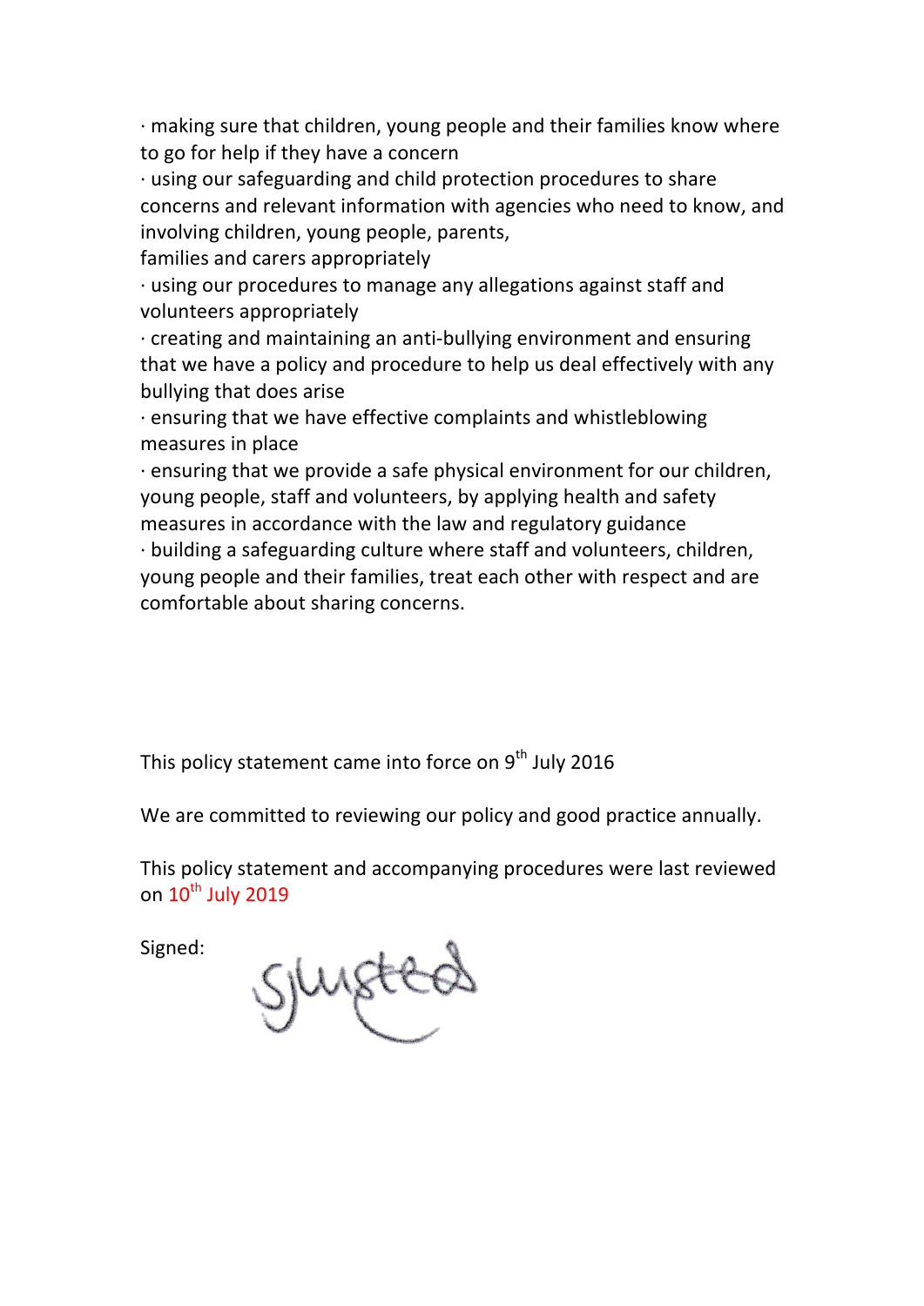· making sure that children, young people and their families know where to go for help if they have a concern
· using our safeguarding and child protection procedures to share concerns and relevant information with agencies who need to know, and involving children, young people, parents, families and carers appropriately
· using our procedures to manage any allegations against staff and volunteers appropriately
· creating and maintaining an anti-bullying environment and ensuring that we have a policy and procedure to help us deal effectively with any bullying that does arise
· ensuring that we have effective complaints and whistleblowing measures in place
· ensuring that we provide a safe physical environment for our children, young people, staff and volunteers, by applying health and safety measures in accordance with the law and regulatory guidance
· building a safeguarding culture where staff and volunteers, children, young people and their families, treat each other with respect and are comfortable about sharing concerns.

This policy statement came into force on 9th July 2016

We are committed to reviewing our policy and good practice annually.

This policy statement and accompanying procedures were last reviewed on 10th July 2019

Signed: